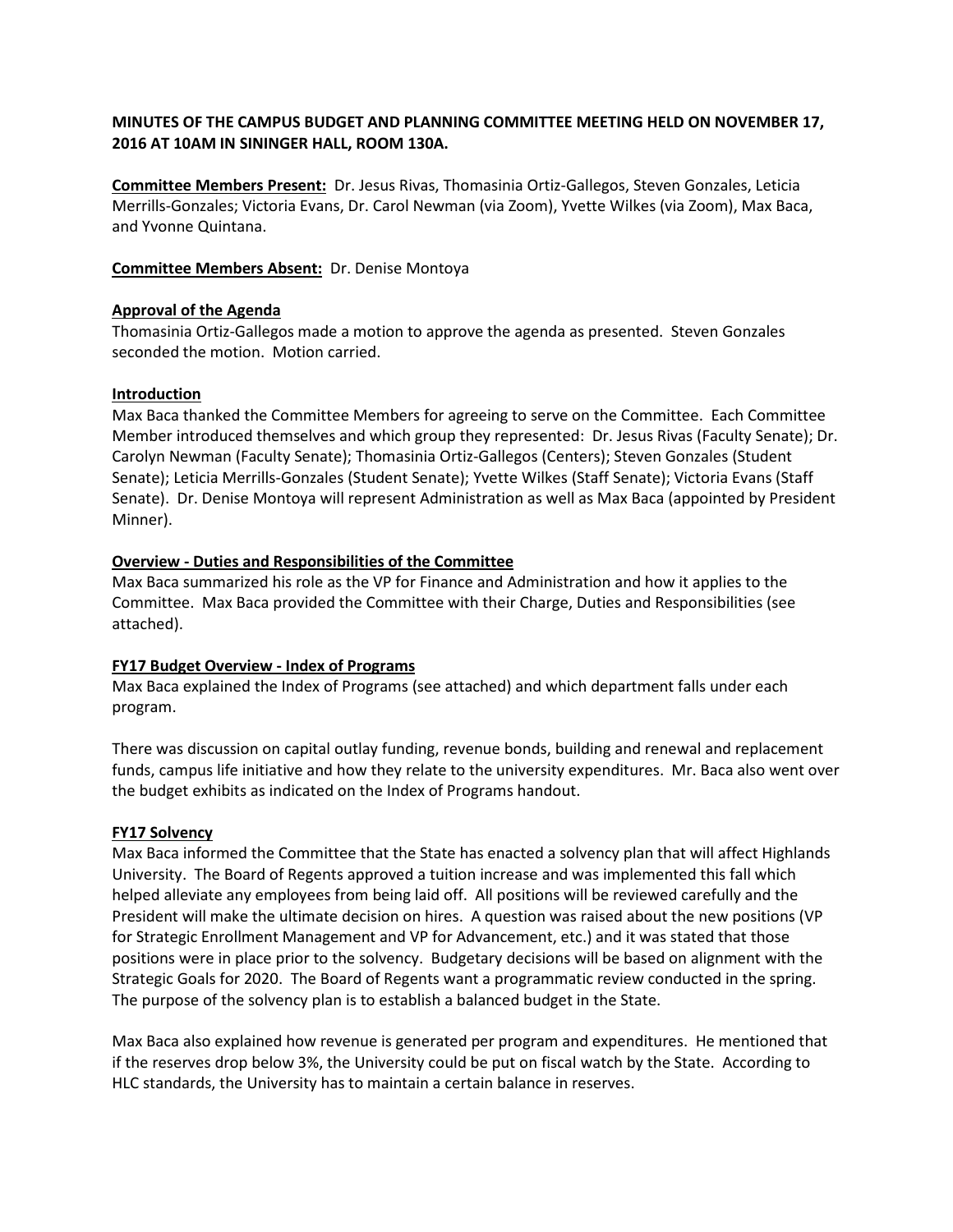**MINUTES OF THE CAMPUS BUDGET AND PLANNING COMMITTEE MEETING HELD ON NOVEMBER 17, 2016 AT 10AM IN SININGER HALL, ROOM 130A.**

**Committee Members Present:** Dr. Jesus Rivas, Thomasinia Ortiz-Gallegos, Steven Gonzales, Leticia Merrills-Gonzales; Victoria Evans, Dr. Carol Newman (via Zoom), Yvette Wilkes (via Zoom), Max Baca, and Yvonne Quintana.

**Committee Members Absent:** Dr. Denise Montoya

**Approval of the Agenda**

Thomasinia Ortiz-Gallegos made a motion to approve the agenda as presented. Steven Gonzales seconded the motion. Motion carried.

**Introduction**

Max Baca thanked the Committee Members for agreeing to serve on the Committee. Each Committee Member introduced themselves and which group they represented: Dr. Jesus Rivas (Faculty Senate); Dr. Carolyn Newman (Faculty Senate); Thomasinia Ortiz-Gallegos (Centers); Steven Gonzales (Student Senate); Leticia Merrills-Gonzales (Student Senate); Yvette Wilkes (Staff Senate); Victoria Evans (Staff Senate). Dr. Denise Montoya will represent Administration as well as Max Baca (appointed by President Minner).

**Overview - Duties and Responsibilities of the Committee**

Max Baca summarized his role as the VP for Finance and Administration and how it applies to the Committee. Max Baca provided the Committee with their Charge, Duties and Responsibilities (see attached).

**FY17 Budget Overview - Index of Programs**

Max Baca explained the Index of Programs (see attached) and which department falls under each program.

There was discussion on capital outlay funding, revenue bonds, building and renewal and replacement funds, campus life initiative and how they relate to the university expenditures. Mr. Baca also went over the budget exhibits as indicated on the Index of Programs handout.

**FY17 Solvency**

Max Baca informed the Committee that the State has enacted a solvency plan that will affect Highlands University. The Board of Regents approved a tuition increase and was implemented this fall which helped alleviate any employees from being laid off. All positions will be reviewed carefully and the President will make the ultimate decision on hires. A question was raised about the new positions (VP for Strategic Enrollment Management and VP for Advancement, etc.) and it was stated that those positions were in place prior to the solvency. Budgetary decisions will be based on alignment with the Strategic Goals for 2020. The Board of Regents want a programmatic review conducted in the spring. The purpose of the solvency plan is to establish a balanced budget in the State.

Max Baca also explained how revenue is generated per program and expenditures. He mentioned that if the reserves drop below 3%, the University could be put on fiscal watch by the State. According to HLC standards, the University has to maintain a certain balance in reserves.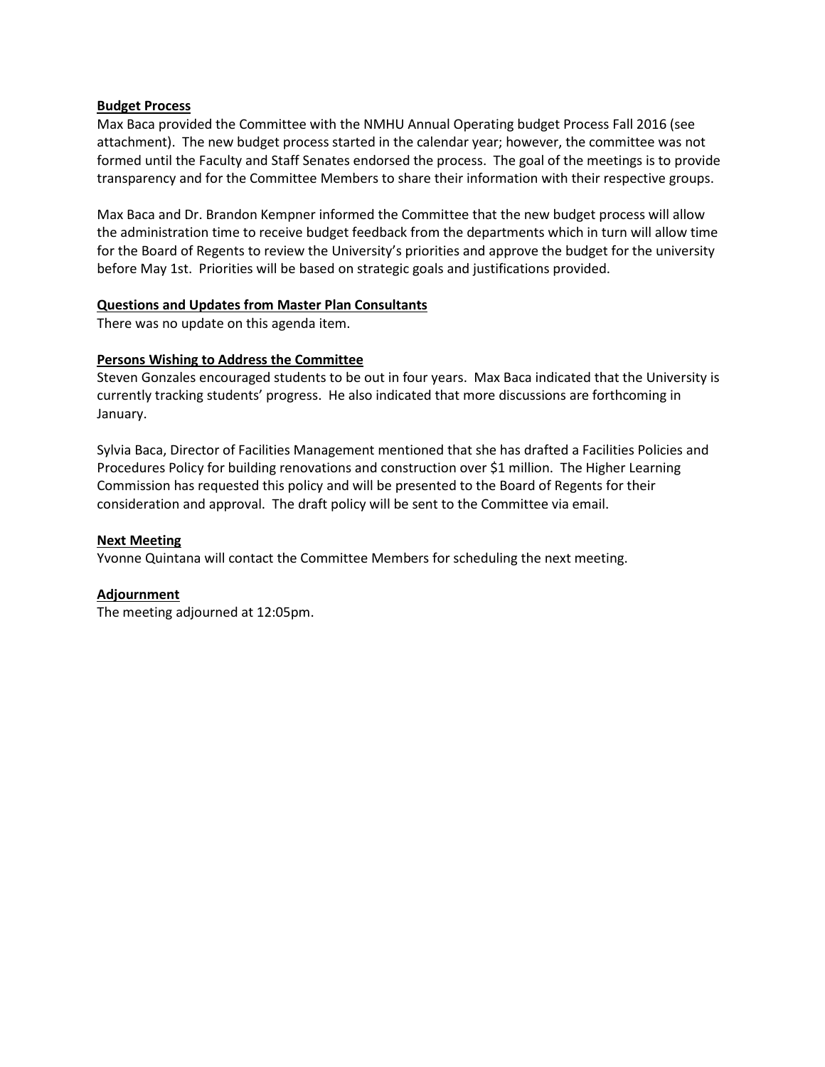**Budget Process**

Max Baca provided the Committee with the NMHU Annual Operating budget Process Fall 2016 (see attachment). The new budget process started in the calendar year; however, the committee was not formed until the Faculty and Staff Senates endorsed the process. The goal of the meetings is to provide transparency and for the Committee Members to share their information with their respective groups.

Max Baca and Dr. Brandon Kempner informed the Committee that the new budget process will allow the administration time to receive budget feedback from the departments which in turn will allow time for the Board of Regents to review the University's priorities and approve the budget for the university before May 1st. Priorities will be based on strategic goals and justifications provided.

**Questions and Updates from Master Plan Consultants**

There was no update on this agenda item.

**Persons Wishing to Address the Committee**

Steven Gonzales encouraged students to be out in four years. Max Baca indicated that the University is currently tracking students' progress. He also indicated that more discussions are forthcoming in January.

Sylvia Baca, Director of Facilities Management mentioned that she has drafted a Facilities Policies and Procedures Policy for building renovations and construction over $1 million. The Higher Learning Commission has requested this policy and will be presented to the Board of Regents for their consideration and approval. The draft policy will be sent to the Committee via email.

**Next Meeting**

Yvonne Quintana will contact the Committee Members for scheduling the next meeting.

**Adjournment**

The meeting adjourned at 12:05pm.